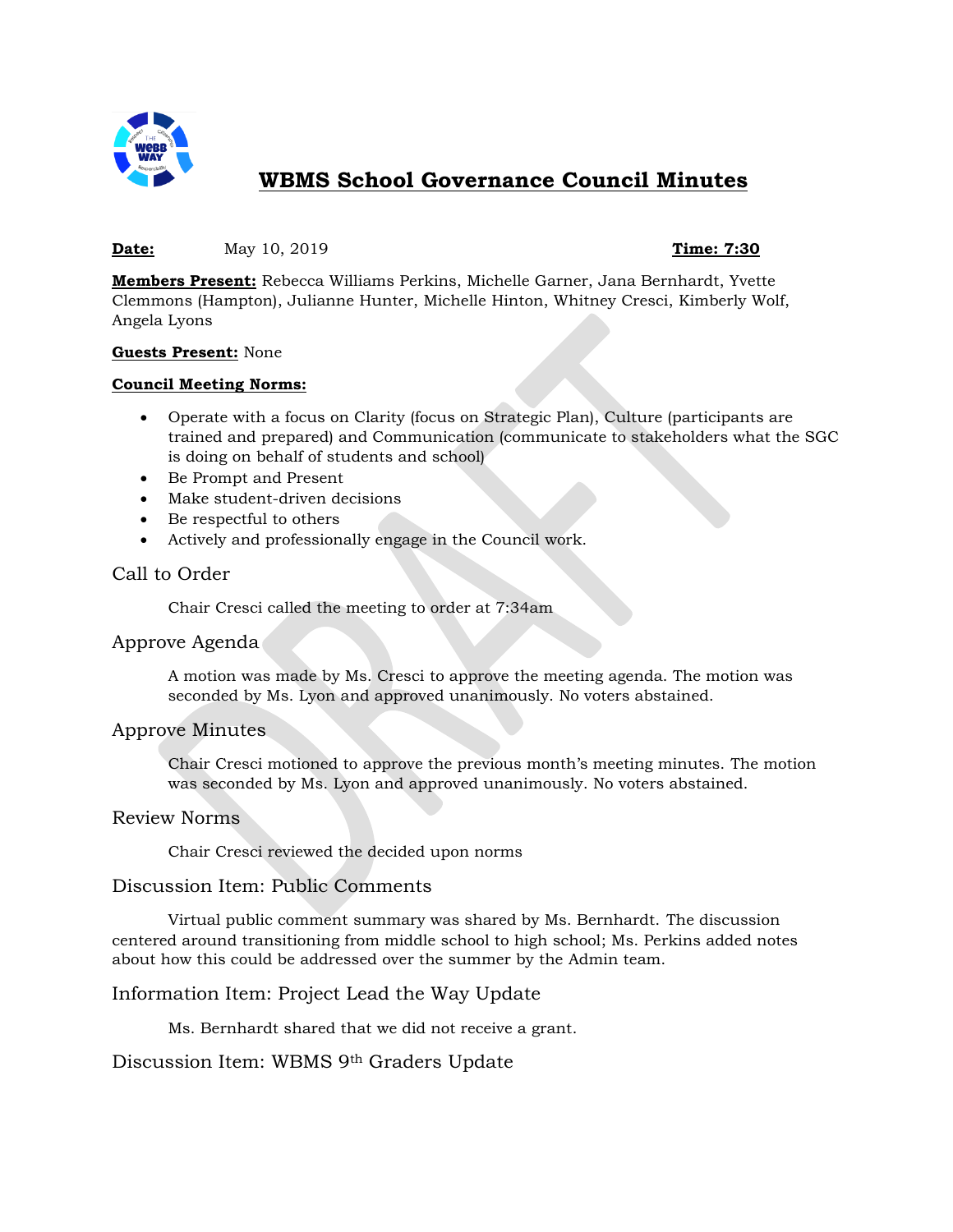# WBMS School Governance Council Minutes

**Date:** May 10, 2019 **Time: 7:30**

**Members Present:** Rebecca Williams Perkins, Michelle Garner, Jana Bernhardt, Yvette Clemmons (Hampton), Julianne Hunter, Michelle Hinton, Whitney Cresci, Kimberly Wolf, Angela Lyons

**Guests Present:** None

**Council Meeting Norms:**

- Operate with a focus on Clarity (focus on Strategic Plan), Culture (participants are trained and prepared) and Communication (communicate to stakeholders what the SGC is doing on behalf of students and school)
- Be Prompt and Present
- Make student-driven decisions
- Be respectful to others
- Actively and professionally engage in the Council work.

## Call to Order

Chair Cresci called the meeting to order at 7:34am

## Approve Agenda

A motion was made by Ms. Cresci to approve the meeting agenda. The motion was seconded by Ms. Lyon and approved unanimously. No voters abstained.

## Approve Minutes

Chair Cresci motioned to approve the previous month's meeting minutes. The motion was seconded by Ms. Lyon and approved unanimously. No voters abstained.

## Review Norms

Chair Cresci reviewed the decided upon norms

## Discussion Item: Public Comments

Virtual public comment summary was shared by Ms. Bernhardt. The discussion centered around transitioning from middle school to high school; Ms. Perkins added notes about how this could be addressed over the summer by the Admin team.

## Information Item: Project Lead the Way Update

Ms. Bernhardt shared that we did not receive a grant.

## Discussion Item: WBMS 9th Graders Update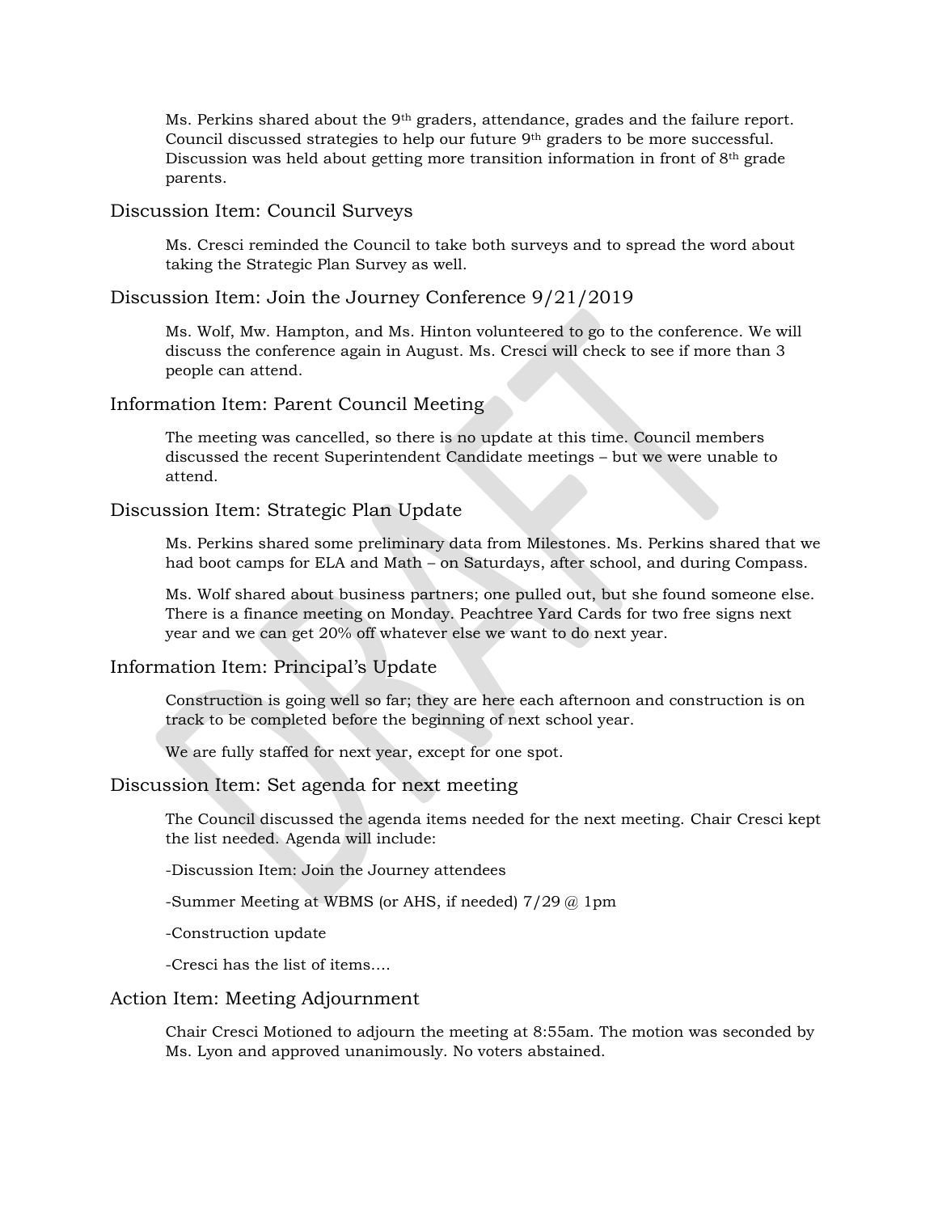Ms. Perkins shared about the 9th graders, attendance, grades and the failure report. Council discussed strategies to help our future 9th graders to be more successful. Discussion was held about getting more transition information in front of 8th grade parents.

## Discussion Item: Council Surveys

Ms. Cresci reminded the Council to take both surveys and to spread the word about taking the Strategic Plan Survey as well.

## Discussion Item: Join the Journey Conference 9/21/2019

Ms. Wolf, Mw. Hampton, and Ms. Hinton volunteered to go to the conference. We will discuss the conference again in August. Ms. Cresci will check to see if more than 3 people can attend.

## Information Item: Parent Council Meeting

The meeting was cancelled, so there is no update at this time. Council members discussed the recent Superintendent Candidate meetings – but we were unable to attend.

## Discussion Item: Strategic Plan Update

Ms. Perkins shared some preliminary data from Milestones. Ms. Perkins shared that we had boot camps for ELA and Math – on Saturdays, after school, and during Compass.

Ms. Wolf shared about business partners; one pulled out, but she found someone else. There is a finance meeting on Monday. Peachtree Yard Cards for two free signs next year and we can get 20% off whatever else we want to do next year.

## Information Item: Principal's Update

Construction is going well so far; they are here each afternoon and construction is on track to be completed before the beginning of next school year.

We are fully staffed for next year, except for one spot.

## Discussion Item: Set agenda for next meeting

The Council discussed the agenda items needed for the next meeting. Chair Cresci kept the list needed. Agenda will include:

-Discussion Item: Join the Journey attendees

-Summer Meeting at WBMS (or AHS, if needed) 7/29 @ 1pm

-Construction update

-Cresci has the list of items….

## Action Item: Meeting Adjournment

Chair Cresci Motioned to adjourn the meeting at 8:55am. The motion was seconded by Ms. Lyon and approved unanimously. No voters abstained.